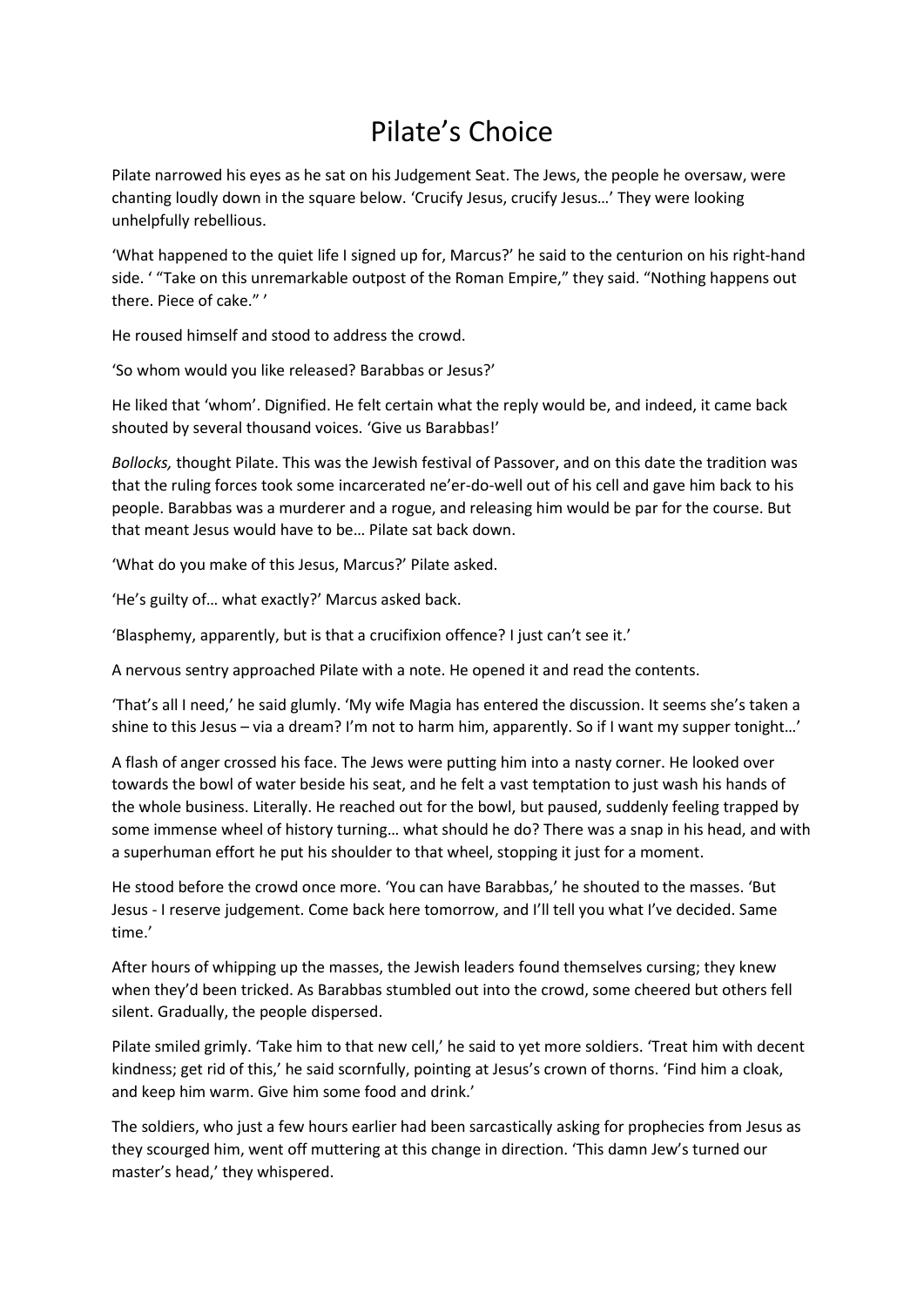# Pilate's Choice

Pilate narrowed his eyes as he sat on his Judgement Seat. The Jews, the people he oversaw, were chanting loudly down in the square below. 'Crucify Jesus, crucify Jesus…' They were looking unhelpfully rebellious.

'What happened to the quiet life I signed up for, Marcus?' he said to the centurion on his right-hand side. ' "Take on this unremarkable outpost of the Roman Empire," they said. "Nothing happens out there. Piece of cake." '

He roused himself and stood to address the crowd.

'So whom would you like released? Barabbas or Jesus?'

He liked that 'whom'. Dignified. He felt certain what the reply would be, and indeed, it came back shouted by several thousand voices. 'Give us Barabbas!'

*Bollocks,* thought Pilate. This was the Jewish festival of Passover, and on this date the tradition was that the ruling forces took some incarcerated ne'er-do-well out of his cell and gave him back to his people. Barabbas was a murderer and a rogue, and releasing him would be par for the course. But that meant Jesus would have to be… Pilate sat back down.

'What do you make of this Jesus, Marcus?' Pilate asked.

'He's guilty of… what exactly?' Marcus asked back.

'Blasphemy, apparently, but is that a crucifixion offence? I just can't see it.'

A nervous sentry approached Pilate with a note. He opened it and read the contents.

'That's all I need,' he said glumly. 'My wife Magia has entered the discussion. It seems she's taken a shine to this Jesus – via a dream? I'm not to harm him, apparently. So if I want my supper tonight…'

A flash of anger crossed his face. The Jews were putting him into a nasty corner. He looked over towards the bowl of water beside his seat, and he felt a vast temptation to just wash his hands of the whole business. Literally. He reached out for the bowl, but paused, suddenly feeling trapped by some immense wheel of history turning… what should he do? There was a snap in his head, and with a superhuman effort he put his shoulder to that wheel, stopping it just for a moment.

He stood before the crowd once more. 'You can have Barabbas,' he shouted to the masses. 'But Jesus - I reserve judgement. Come back here tomorrow, and I'll tell you what I've decided. Same time.'

After hours of whipping up the masses, the Jewish leaders found themselves cursing; they knew when they'd been tricked. As Barabbas stumbled out into the crowd, some cheered but others fell silent. Gradually, the people dispersed.

Pilate smiled grimly. 'Take him to that new cell,' he said to yet more soldiers. 'Treat him with decent kindness; get rid of this,' he said scornfully, pointing at Jesus's crown of thorns. 'Find him a cloak, and keep him warm. Give him some food and drink.'

The soldiers, who just a few hours earlier had been sarcastically asking for prophecies from Jesus as they scourged him, went off muttering at this change in direction. 'This damn Jew's turned our master's head,' they whispered.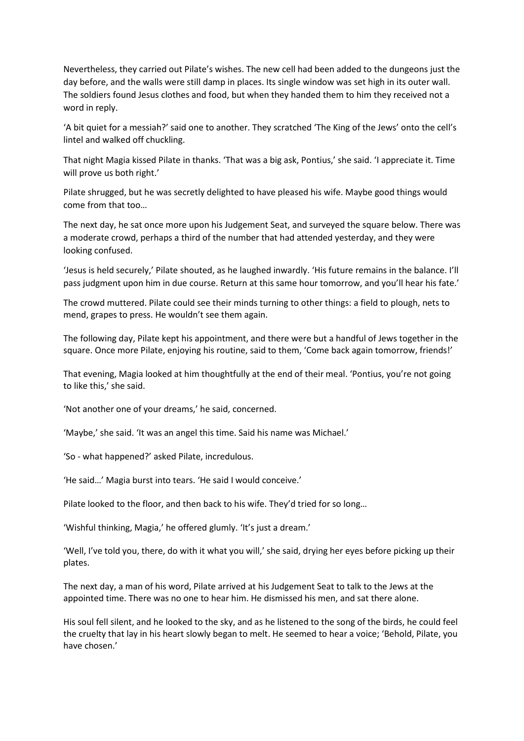Nevertheless, they carried out Pilate's wishes. The new cell had been added to the dungeons just the day before, and the walls were still damp in places. Its single window was set high in its outer wall. The soldiers found Jesus clothes and food, but when they handed them to him they received not a word in reply.

'A bit quiet for a messiah?' said one to another. They scratched 'The King of the Jews' onto the cell's lintel and walked off chuckling.

That night Magia kissed Pilate in thanks. 'That was a big ask, Pontius,' she said. 'I appreciate it. Time will prove us both right.'

Pilate shrugged, but he was secretly delighted to have pleased his wife. Maybe good things would come from that too…

The next day, he sat once more upon his Judgement Seat, and surveyed the square below. There was a moderate crowd, perhaps a third of the number that had attended yesterday, and they were looking confused.

'Jesus is held securely,' Pilate shouted, as he laughed inwardly. 'His future remains in the balance. I'll pass judgment upon him in due course. Return at this same hour tomorrow, and you'll hear his fate.'

The crowd muttered. Pilate could see their minds turning to other things: a field to plough, nets to mend, grapes to press. He wouldn't see them again.

The following day, Pilate kept his appointment, and there were but a handful of Jews together in the square. Once more Pilate, enjoying his routine, said to them, 'Come back again tomorrow, friends!'

That evening, Magia looked at him thoughtfully at the end of their meal. 'Pontius, you're not going to like this,' she said.

'Not another one of your dreams,' he said, concerned.

'Maybe,' she said. 'It was an angel this time. Said his name was Michael.'

'So - what happened?' asked Pilate, incredulous.

'He said…' Magia burst into tears. 'He said I would conceive.'

Pilate looked to the floor, and then back to his wife. They'd tried for so long…

'Wishful thinking, Magia,' he offered glumly. 'It's just a dream.'

'Well, I've told you, there, do with it what you will,' she said, drying her eyes before picking up their plates.

The next day, a man of his word, Pilate arrived at his Judgement Seat to talk to the Jews at the appointed time. There was no one to hear him. He dismissed his men, and sat there alone.

His soul fell silent, and he looked to the sky, and as he listened to the song of the birds, he could feel the cruelty that lay in his heart slowly began to melt. He seemed to hear a voice; 'Behold, Pilate, you have chosen.'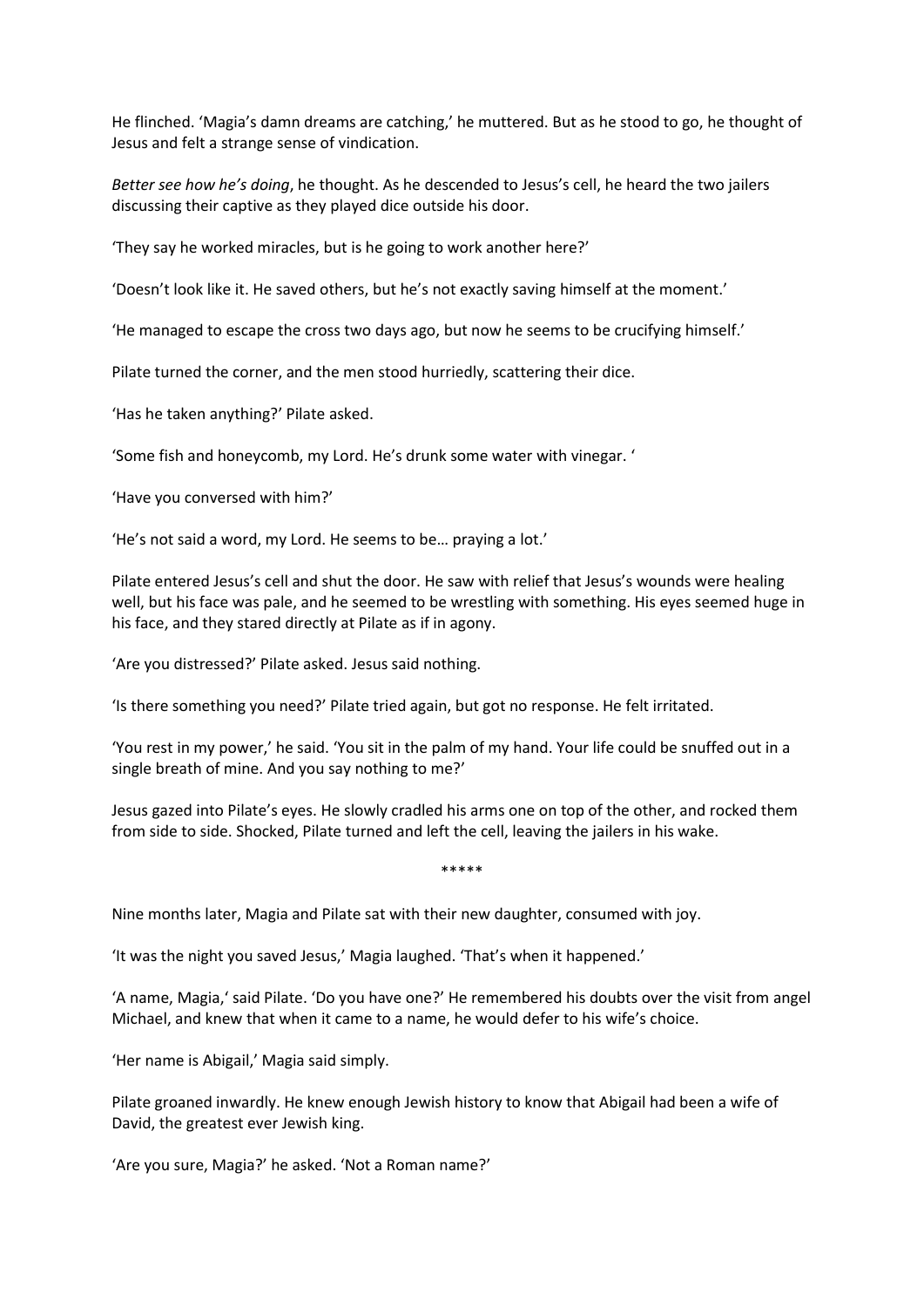He flinched. 'Magia's damn dreams are catching,' he muttered. But as he stood to go, he thought of Jesus and felt a strange sense of vindication.

*Better see how he's doing*, he thought. As he descended to Jesus's cell, he heard the two jailers discussing their captive as they played dice outside his door.

'They say he worked miracles, but is he going to work another here?'

'Doesn't look like it. He saved others, but he's not exactly saving himself at the moment.'

'He managed to escape the cross two days ago, but now he seems to be crucifying himself.'

Pilate turned the corner, and the men stood hurriedly, scattering their dice.

'Has he taken anything?' Pilate asked.

'Some fish and honeycomb, my Lord. He's drunk some water with vinegar. '

'Have you conversed with him?'

'He's not said a word, my Lord. He seems to be… praying a lot.'

Pilate entered Jesus's cell and shut the door. He saw with relief that Jesus's wounds were healing well, but his face was pale, and he seemed to be wrestling with something. His eyes seemed huge in his face, and they stared directly at Pilate as if in agony.

'Are you distressed?' Pilate asked. Jesus said nothing.

'Is there something you need?' Pilate tried again, but got no response. He felt irritated.

'You rest in my power,' he said. 'You sit in the palm of my hand. Your life could be snuffed out in a single breath of mine. And you say nothing to me?'

Jesus gazed into Pilate's eyes. He slowly cradled his arms one on top of the other, and rocked them from side to side. Shocked, Pilate turned and left the cell, leaving the jailers in his wake.

*****

Nine months later, Magia and Pilate sat with their new daughter, consumed with joy.

'It was the night you saved Jesus,' Magia laughed. 'That's when it happened.'

'A name, Magia,' said Pilate. 'Do you have one?' He remembered his doubts over the visit from angel Michael, and knew that when it came to a name, he would defer to his wife's choice.

'Her name is Abigail,' Magia said simply.

Pilate groaned inwardly. He knew enough Jewish history to know that Abigail had been a wife of David, the greatest ever Jewish king.

'Are you sure, Magia?' he asked. 'Not a Roman name?'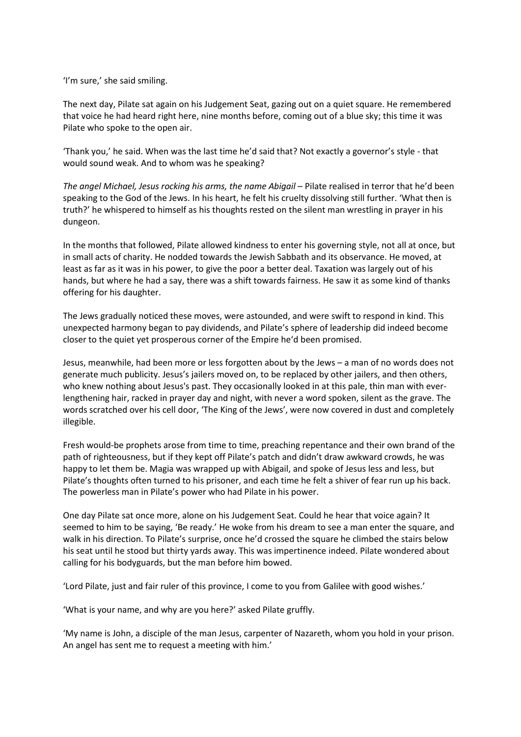'I'm sure,' she said smiling.

The next day, Pilate sat again on his Judgement Seat, gazing out on a quiet square. He remembered that voice he had heard right here, nine months before, coming out of a blue sky; this time it was Pilate who spoke to the open air.

'Thank you,' he said. When was the last time he'd said that? Not exactly a governor's style - that would sound weak. And to whom was he speaking?

*The angel Michael, Jesus rocking his arms, the name Abigail* – Pilate realised in terror that he'd been speaking to the God of the Jews. In his heart, he felt his cruelty dissolving still further. 'What then is truth?' he whispered to himself as his thoughts rested on the silent man wrestling in prayer in his dungeon.

In the months that followed, Pilate allowed kindness to enter his governing style, not all at once, but in small acts of charity. He nodded towards the Jewish Sabbath and its observance. He moved, at least as far as it was in his power, to give the poor a better deal. Taxation was largely out of his hands, but where he had a say, there was a shift towards fairness. He saw it as some kind of thanks offering for his daughter.

The Jews gradually noticed these moves, were astounded, and were swift to respond in kind. This unexpected harmony began to pay dividends, and Pilate's sphere of leadership did indeed become closer to the quiet yet prosperous corner of the Empire he'd been promised.

Jesus, meanwhile, had been more or less forgotten about by the Jews – a man of no words does not generate much publicity. Jesus's jailers moved on, to be replaced by other jailers, and then others, who knew nothing about Jesus's past. They occasionally looked in at this pale, thin man with ever-lengthening hair, racked in prayer day and night, with never a word spoken, silent as the grave. The words scratched over his cell door, 'The King of the Jews', were now covered in dust and completely illegible.

Fresh would-be prophets arose from time to time, preaching repentance and their own brand of the path of righteousness, but if they kept off Pilate's patch and didn't draw awkward crowds, he was happy to let them be. Magia was wrapped up with Abigail, and spoke of Jesus less and less, but Pilate's thoughts often turned to his prisoner, and each time he felt a shiver of fear run up his back. The powerless man in Pilate's power who had Pilate in his power.

One day Pilate sat once more, alone on his Judgement Seat. Could he hear that voice again? It seemed to him to be saying, 'Be ready.' He woke from his dream to see a man enter the square, and walk in his direction. To Pilate's surprise, once he'd crossed the square he climbed the stairs below his seat until he stood but thirty yards away. This was impertinence indeed. Pilate wondered about calling for his bodyguards, but the man before him bowed.

'Lord Pilate, just and fair ruler of this province, I come to you from Galilee with good wishes.'

'What is your name, and why are you here?' asked Pilate gruffly.

'My name is John, a disciple of the man Jesus, carpenter of Nazareth, whom you hold in your prison. An angel has sent me to request a meeting with him.'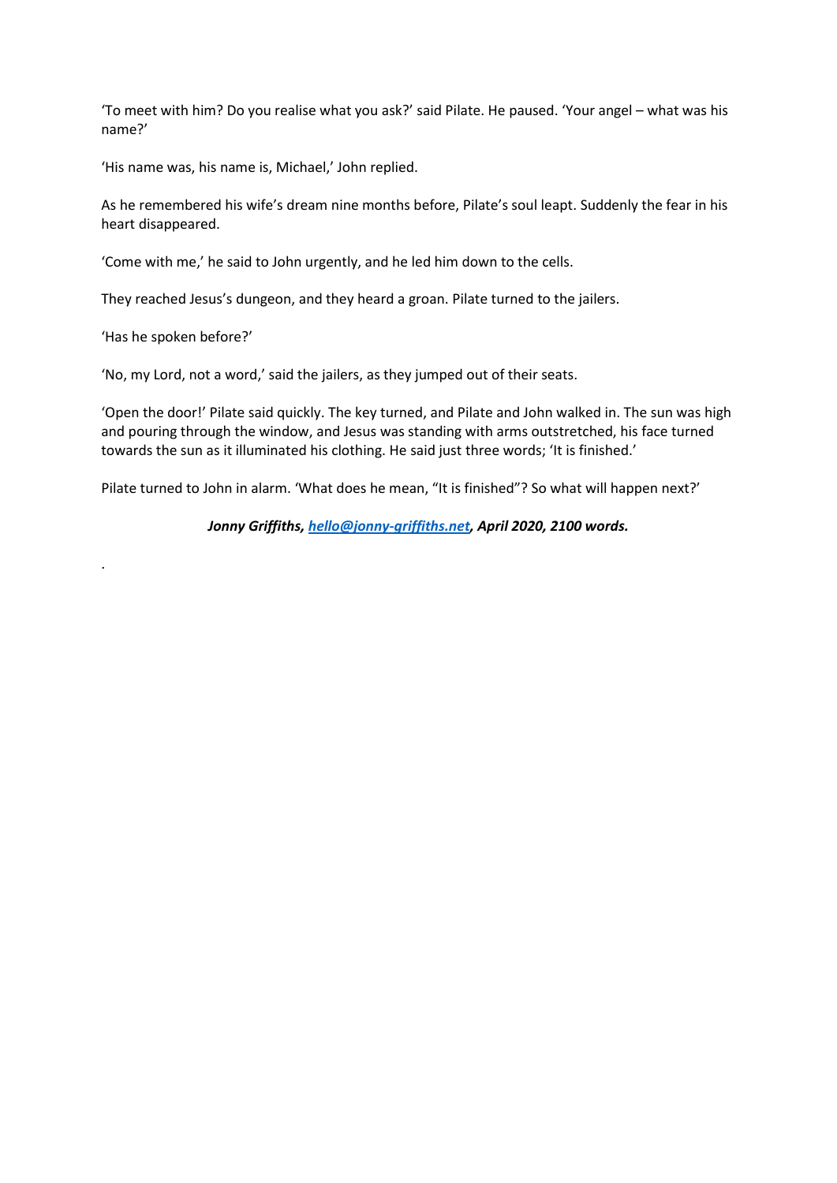'To meet with him? Do you realise what you ask?' said Pilate. He paused. 'Your angel – what was his name?'

'His name was, his name is, Michael,' John replied.

As he remembered his wife's dream nine months before, Pilate's soul leapt. Suddenly the fear in his heart disappeared.

'Come with me,' he said to John urgently, and he led him down to the cells.

They reached Jesus's dungeon, and they heard a groan. Pilate turned to the jailers.

'Has he spoken before?'

'No, my Lord, not a word,' said the jailers, as they jumped out of their seats.

'Open the door!' Pilate said quickly. The key turned, and Pilate and John walked in. The sun was high and pouring through the window, and Jesus was standing with arms outstretched, his face turned towards the sun as it illuminated his clothing. He said just three words; 'It is finished.'

Pilate turned to John in alarm. 'What does he mean, "It is finished"? So what will happen next?'

***Jonny Griffiths, [hello@jonny-griffiths.net](mailto:hello@jonny-griffiths.net), April 2020, 2100 words.***

.